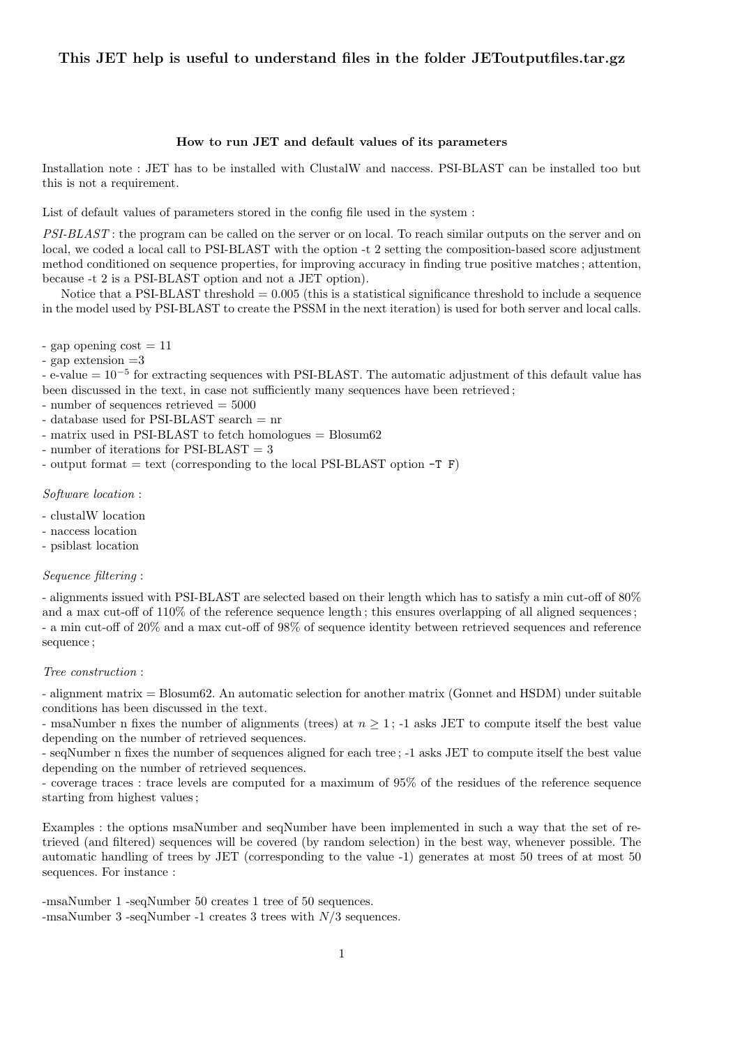**This JET help is useful to understand files in the folder JEToutputfiles.tar.gz**

## How to run JET and default values of its parameters

Installation note : JET has to be installed with ClustalW and naccess. PSI-BLAST can be installed too but this is not a requirement.

List of default values of parameters stored in the config file used in the system :

*PSI-BLAST* : the program can be called on the server or on local. To reach similar outputs on the server and on local, we coded a local call to PSI-BLAST with the option -t 2 setting the composition-based score adjustment method conditioned on sequence properties, for improving accuracy in finding true positive matches ; attention, because -t 2 is a PSI-BLAST option and not a JET option).

Notice that a PSI-BLAST threshold = 0.005 (this is a statistical significance threshold to include a sequence in the model used by PSI-BLAST to create the PSSM in the next iteration) is used for both server and local calls.

- gap opening cost = 11
- gap extension =3
- e-value = $10^{-5}$ for extracting sequences with PSI-BLAST. The automatic adjustment of this default value has been discussed in the text, in case not sufficiently many sequences have been retrieved ;
- number of sequences retrieved = 5000
- database used for PSI-BLAST search = nr
- matrix used in PSI-BLAST to fetch homologues = Blosum62
- number of iterations for PSI-BLAST = 3
- output format = text (corresponding to the local PSI-BLAST option `-T F`)

*Software location* :

- clustalW location
- naccess location
- psiblast location

*Sequence filtering* :

- alignments issued with PSI-BLAST are selected based on their length which has to satisfy a min cut-off of 80% and a max cut-off of 110% of the reference sequence length ; this ensures overlapping of all aligned sequences ;
- a min cut-off of 20% and a max cut-off of 98% of sequence identity between retrieved sequences and reference sequence ;

*Tree construction* :

- alignment matrix = Blosum62. An automatic selection for another matrix (Gonnet and HSDM) under suitable conditions has been discussed in the text.
- msaNumber n fixes the number of alignments (trees) at $n \geq 1$ ; -1 asks JET to compute itself the best value depending on the number of retrieved sequences.
- seqNumber n fixes the number of sequences aligned for each tree ; -1 asks JET to compute itself the best value depending on the number of retrieved sequences.
- coverage traces : trace levels are computed for a maximum of 95% of the residues of the reference sequence starting from highest values ;

Examples : the options msaNumber and seqNumber have been implemented in such a way that the set of retrieved (and filtered) sequences will be covered (by random selection) in the best way, whenever possible. The automatic handling of trees by JET (corresponding to the value -1) generates at most 50 trees of at most 50 sequences. For instance :

-msaNumber 1 -seqNumber 50 creates 1 tree of 50 sequences.
-msaNumber 3 -seqNumber -1 creates 3 trees with $N/3$ sequences.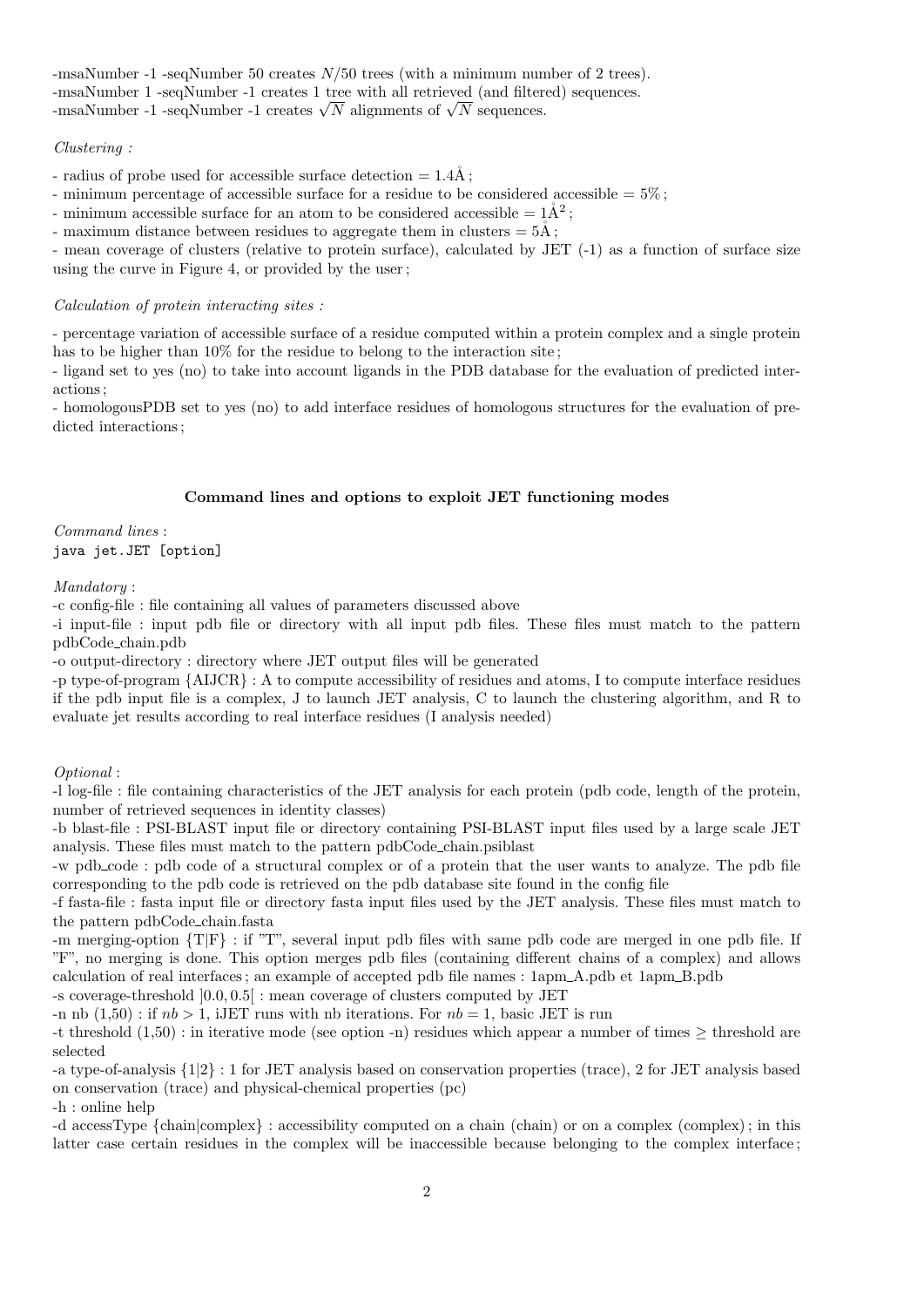-msaNumber -1 -seqNumber 50 creates $N/50$ trees (with a minimum number of 2 trees).
-msaNumber 1 -seqNumber -1 creates 1 tree with all retrieved (and filtered) sequences.
-msaNumber -1 -seqNumber -1 creates $\sqrt{N}$ alignments of $\sqrt{N}$ sequences.

*Clustering :*

- radius of probe used for accessible surface detection = 1.4Å ;
- minimum percentage of accessible surface for a residue to be considered accessible = 5% ;
- minimum accessible surface for an atom to be considered accessible = 1Å$^2$ ;
- maximum distance between residues to aggregate them in clusters = 5Å ;
- mean coverage of clusters (relative to protein surface), calculated by JET (-1) as a function of surface size using the curve in Figure 4, or provided by the user ;

*Calculation of protein interacting sites :*

- percentage variation of accessible surface of a residue computed within a protein complex and a single protein has to be higher than 10% for the residue to belong to the interaction site ;
- ligand set to yes (no) to take into account ligands in the PDB database for the evaluation of predicted interactions ;
- homologousPDB set to yes (no) to add interface residues of homologous structures for the evaluation of predicted interactions ;

**Command lines and options to exploit JET functioning modes**

*Command lines* :
`java jet.JET [option]`

*Mandatory* :
-c config-file : file containing all values of parameters discussed above
-i input-file : input pdb file or directory with all input pdb files. These files must match to the pattern pdbCode_chain.pdb
-o output-directory : directory where JET output files will be generated
-p type-of-program {AIJCR} : A to compute accessibility of residues and atoms, I to compute interface residues if the pdb input file is a complex, J to launch JET analysis, C to launch the clustering algorithm, and R to evaluate jet results according to real interface residues (I analysis needed)

*Optional* :
-l log-file : file containing characteristics of the JET analysis for each protein (pdb code, length of the protein, number of retrieved sequences in identity classes)
-b blast-file : PSI-BLAST input file or directory containing PSI-BLAST input files used by a large scale JET analysis. These files must match to the pattern pdbCode_chain.psiblast
-w pdb_code : pdb code of a structural complex or of a protein that the user wants to analyze. The pdb file corresponding to the pdb code is retrieved on the pdb database site found in the config file
-f fasta-file : fasta input file or directory fasta input files used by the JET analysis. These files must match to the pattern pdbCode_chain.fasta
-m merging-option {T|F} : if "T", several input pdb files with same pdb code are merged in one pdb file. If "F", no merging is done. This option merges pdb files (containing different chains of a complex) and allows calculation of real interfaces ; an example of accepted pdb file names : 1apm_A.pdb et 1apm_B.pdb
-s coverage-threshold $]0.0, 0.5[$ : mean coverage of clusters computed by JET
-n nb (1,50) : if $nb > 1$, iJET runs with nb iterations. For $nb = 1$, basic JET is run
-t threshold (1,50) : in iterative mode (see option -n) residues which appear a number of times $\geq$ threshold are selected
-a type-of-analysis {1|2} : 1 for JET analysis based on conservation properties (trace), 2 for JET analysis based on conservation (trace) and physical-chemical properties (pc)
-h : online help
-d accessType {chain|complex} : accessibility computed on a chain (chain) or on a complex (complex) ; in this latter case certain residues in the complex will be inaccessible because belonging to the complex interface ;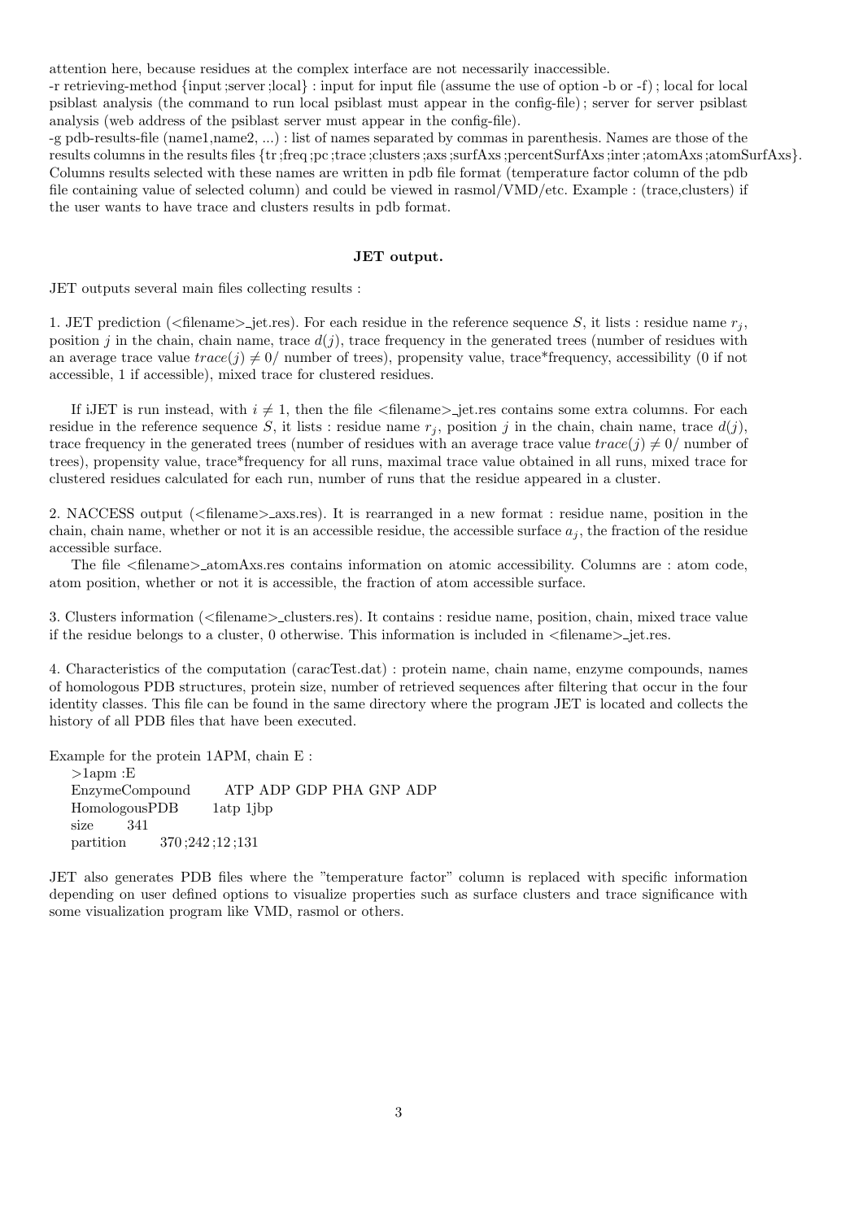attention here, because residues at the complex interface are not necessarily inaccessible.
-r retrieving-method {input ;server ;local} : input for input file (assume the use of option -b or -f) ; local for local psiblast analysis (the command to run local psiblast must appear in the config-file) ; server for server psiblast analysis (web address of the psiblast server must appear in the config-file).
-g pdb-results-file (name1,name2, ...) : list of names separated by commas in parenthesis. Names are those of the results columns in the results files {tr ;freq ;pc ;trace ;clusters ;axs ;surfAxs ;percentSurfAxs ;inter ;atomAxs ;atomSurfAxs}. Columns results selected with these names are written in pdb file format (temperature factor column of the pdb file containing value of selected column) and could be viewed in rasmol/VMD/etc. Example : (trace,clusters) if the user wants to have trace and clusters results in pdb format.

### JET output.

JET outputs several main files collecting results :

1. JET prediction (<filename>_jet.res). For each residue in the reference sequence $S$, it lists : residue name $r_j$, position $j$ in the chain, chain name, trace $d(j)$, trace frequency in the generated trees (number of residues with an average trace value $trace(j) \neq 0$/ number of trees), propensity value, trace*frequency, accessibility (0 if not accessible, 1 if accessible), mixed trace for clustered residues.

If iJET is run instead, with $i \neq 1$, then the file <filename>_jet.res contains some extra columns. For each residue in the reference sequence $S$, it lists : residue name $r_j$, position $j$ in the chain, chain name, trace $d(j)$, trace frequency in the generated trees (number of residues with an average trace value $trace(j) \neq 0$/ number of trees), propensity value, trace*frequency for all runs, maximal trace value obtained in all runs, mixed trace for clustered residues calculated for each run, number of runs that the residue appeared in a cluster.

2. NACCESS output (<filename>_axs.res). It is rearranged in a new format : residue name, position in the chain, chain name, whether or not it is an accessible residue, the accessible surface $a_j$, the fraction of the residue accessible surface.

The file <filename>_atomAxs.res contains information on atomic accessibility. Columns are : atom code, atom position, whether or not it is accessible, the fraction of atom accessible surface.

3. Clusters information (<filename>_clusters.res). It contains : residue name, position, chain, mixed trace value if the residue belongs to a cluster, 0 otherwise. This information is included in <filename>_jet.res.

4. Characteristics of the computation (caracTest.dat) : protein name, chain name, enzyme compounds, names of homologous PDB structures, protein size, number of retrieved sequences after filtering that occur in the four identity classes. This file can be found in the same directory where the program JET is located and collects the history of all PDB files that have been executed.

Example for the protein 1APM, chain E :

```
>1apm :E
EnzymeCompound      ATP ADP GDP PHA GNP ADP
HomologousPDB       1atp 1jbp
size      341
partition      370 ;242 ;12 ;131
```

JET also generates PDB files where the "temperature factor" column is replaced with specific information depending on user defined options to visualize properties such as surface clusters and trace significance with some visualization program like VMD, rasmol or others.